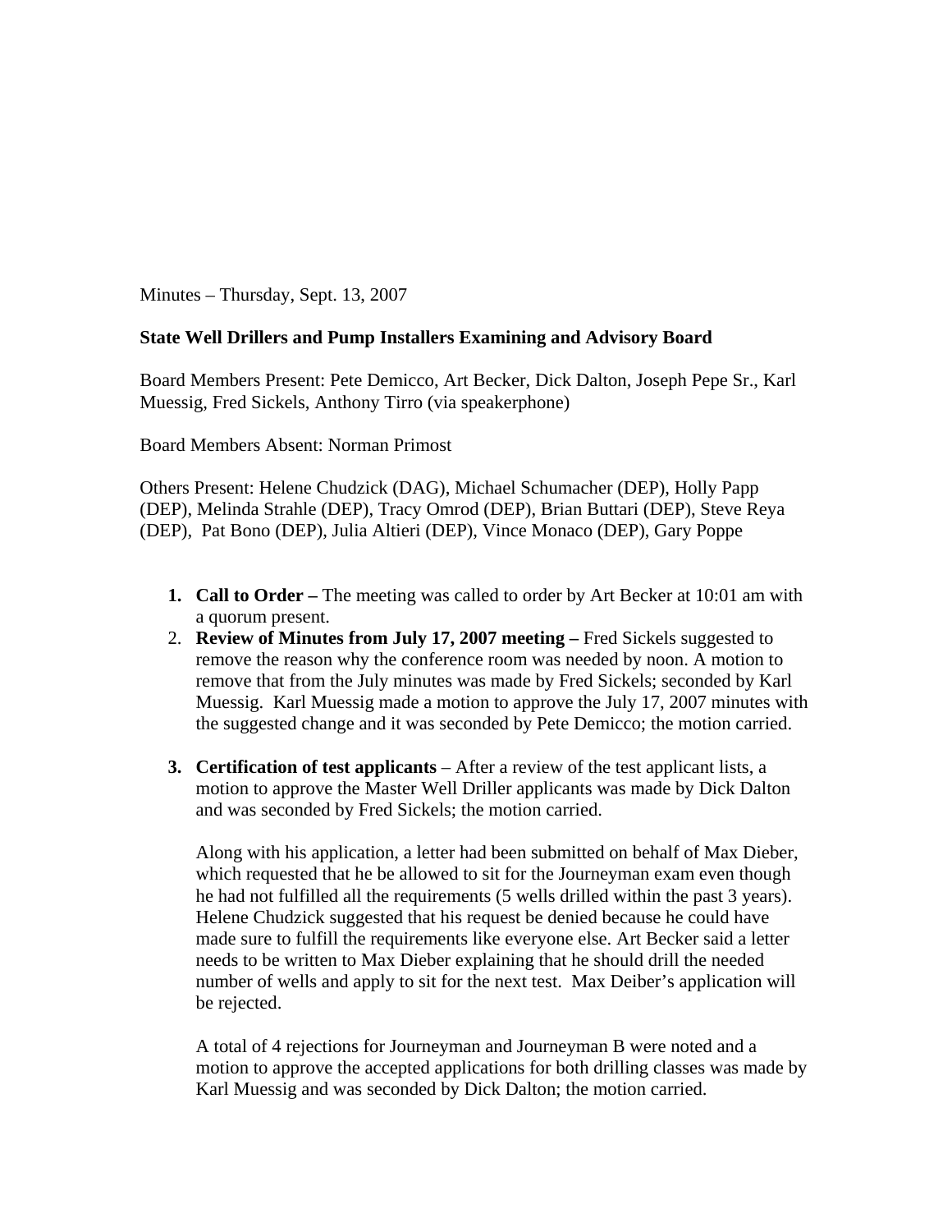Minutes – Thursday, Sept. 13, 2007

**State Well Drillers and Pump Installers Examining and Advisory Board**

Board Members Present: Pete Demicco, Art Becker, Dick Dalton, Joseph Pepe Sr., Karl Muessig, Fred Sickels, Anthony Tirro (via speakerphone)

Board Members Absent: Norman Primost

Others Present: Helene Chudzick (DAG), Michael Schumacher (DEP), Holly Papp (DEP), Melinda Strahle (DEP), Tracy Omrod (DEP), Brian Buttari (DEP), Steve Reya (DEP), Pat Bono (DEP), Julia Altieri (DEP), Vince Monaco (DEP), Gary Poppe

1. **Call to Order –** The meeting was called to order by Art Becker at 10:01 am with a quorum present.
2. **Review of Minutes from July 17, 2007 meeting –** Fred Sickels suggested to remove the reason why the conference room was needed by noon. A motion to remove that from the July minutes was made by Fred Sickels; seconded by Karl Muessig. Karl Muessig made a motion to approve the July 17, 2007 minutes with the suggested change and it was seconded by Pete Demicco; the motion carried.

3. **Certification of test applicants** – After a review of the test applicant lists, a motion to approve the Master Well Driller applicants was made by Dick Dalton and was seconded by Fred Sickels; the motion carried.

   Along with his application, a letter had been submitted on behalf of Max Dieber, which requested that he be allowed to sit for the Journeyman exam even though he had not fulfilled all the requirements (5 wells drilled within the past 3 years). Helene Chudzick suggested that his request be denied because he could have made sure to fulfill the requirements like everyone else. Art Becker said a letter needs to be written to Max Dieber explaining that he should drill the needed number of wells and apply to sit for the next test. Max Deiber's application will be rejected.

   A total of 4 rejections for Journeyman and Journeyman B were noted and a motion to approve the accepted applications for both drilling classes was made by Karl Muessig and was seconded by Dick Dalton; the motion carried.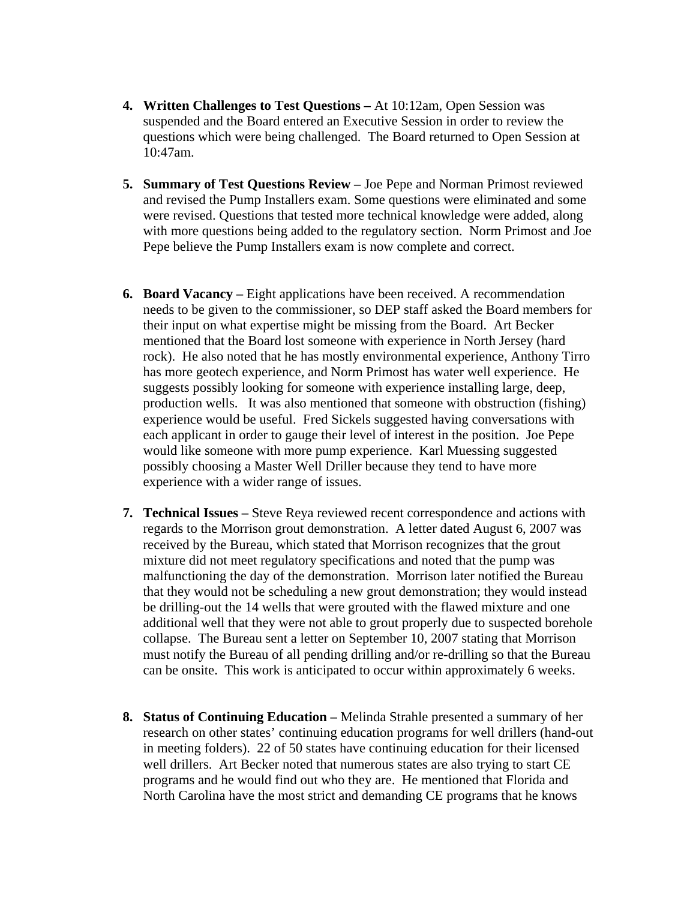4. **Written Challenges to Test Questions –** At 10:12am, Open Session was suspended and the Board entered an Executive Session in order to review the questions which were being challenged. The Board returned to Open Session at 10:47am.

5. **Summary of Test Questions Review –** Joe Pepe and Norman Primost reviewed and revised the Pump Installers exam. Some questions were eliminated and some were revised. Questions that tested more technical knowledge were added, along with more questions being added to the regulatory section. Norm Primost and Joe Pepe believe the Pump Installers exam is now complete and correct.

6. **Board Vacancy –** Eight applications have been received. A recommendation needs to be given to the commissioner, so DEP staff asked the Board members for their input on what expertise might be missing from the Board. Art Becker mentioned that the Board lost someone with experience in North Jersey (hard rock). He also noted that he has mostly environmental experience, Anthony Tirro has more geotech experience, and Norm Primost has water well experience. He suggests possibly looking for someone with experience installing large, deep, production wells. It was also mentioned that someone with obstruction (fishing) experience would be useful. Fred Sickels suggested having conversations with each applicant in order to gauge their level of interest in the position. Joe Pepe would like someone with more pump experience. Karl Muessing suggested possibly choosing a Master Well Driller because they tend to have more experience with a wider range of issues.

7. **Technical Issues –** Steve Reya reviewed recent correspondence and actions with regards to the Morrison grout demonstration. A letter dated August 6, 2007 was received by the Bureau, which stated that Morrison recognizes that the grout mixture did not meet regulatory specifications and noted that the pump was malfunctioning the day of the demonstration. Morrison later notified the Bureau that they would not be scheduling a new grout demonstration; they would instead be drilling-out the 14 wells that were grouted with the flawed mixture and one additional well that they were not able to grout properly due to suspected borehole collapse. The Bureau sent a letter on September 10, 2007 stating that Morrison must notify the Bureau of all pending drilling and/or re-drilling so that the Bureau can be onsite. This work is anticipated to occur within approximately 6 weeks.

8. **Status of Continuing Education –** Melinda Strahle presented a summary of her research on other states' continuing education programs for well drillers (hand-out in meeting folders). 22 of 50 states have continuing education for their licensed well drillers. Art Becker noted that numerous states are also trying to start CE programs and he would find out who they are. He mentioned that Florida and North Carolina have the most strict and demanding CE programs that he knows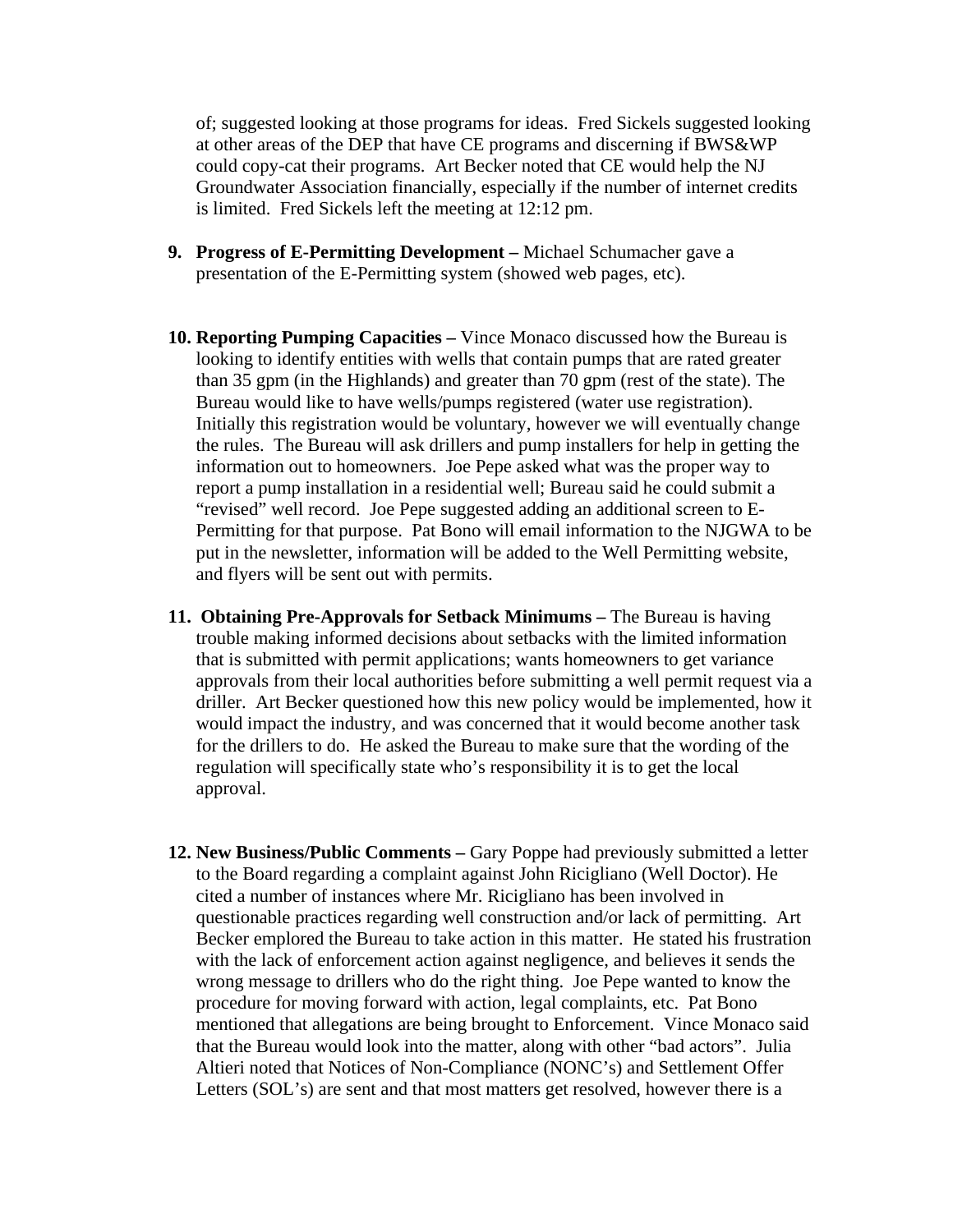of; suggested looking at those programs for ideas. Fred Sickels suggested looking at other areas of the DEP that have CE programs and discerning if BWS&WP could copy-cat their programs. Art Becker noted that CE would help the NJ Groundwater Association financially, especially if the number of internet credits is limited. Fred Sickels left the meeting at 12:12 pm.

9. **Progress of E-Permitting Development –** Michael Schumacher gave a presentation of the E-Permitting system (showed web pages, etc).

10. **Reporting Pumping Capacities –** Vince Monaco discussed how the Bureau is looking to identify entities with wells that contain pumps that are rated greater than 35 gpm (in the Highlands) and greater than 70 gpm (rest of the state). The Bureau would like to have wells/pumps registered (water use registration). Initially this registration would be voluntary, however we will eventually change the rules. The Bureau will ask drillers and pump installers for help in getting the information out to homeowners. Joe Pepe asked what was the proper way to report a pump installation in a residential well; Bureau said he could submit a "revised" well record. Joe Pepe suggested adding an additional screen to E-Permitting for that purpose. Pat Bono will email information to the NJGWA to be put in the newsletter, information will be added to the Well Permitting website, and flyers will be sent out with permits.

11. **Obtaining Pre-Approvals for Setback Minimums –** The Bureau is having trouble making informed decisions about setbacks with the limited information that is submitted with permit applications; wants homeowners to get variance approvals from their local authorities before submitting a well permit request via a driller. Art Becker questioned how this new policy would be implemented, how it would impact the industry, and was concerned that it would become another task for the drillers to do. He asked the Bureau to make sure that the wording of the regulation will specifically state who's responsibility it is to get the local approval.

12. **New Business/Public Comments –** Gary Poppe had previously submitted a letter to the Board regarding a complaint against John Ricigliano (Well Doctor). He cited a number of instances where Mr. Ricigliano has been involved in questionable practices regarding well construction and/or lack of permitting. Art Becker emplored the Bureau to take action in this matter. He stated his frustration with the lack of enforcement action against negligence, and believes it sends the wrong message to drillers who do the right thing. Joe Pepe wanted to know the procedure for moving forward with action, legal complaints, etc. Pat Bono mentioned that allegations are being brought to Enforcement. Vince Monaco said that the Bureau would look into the matter, along with other "bad actors". Julia Altieri noted that Notices of Non-Compliance (NONC's) and Settlement Offer Letters (SOL's) are sent and that most matters get resolved, however there is a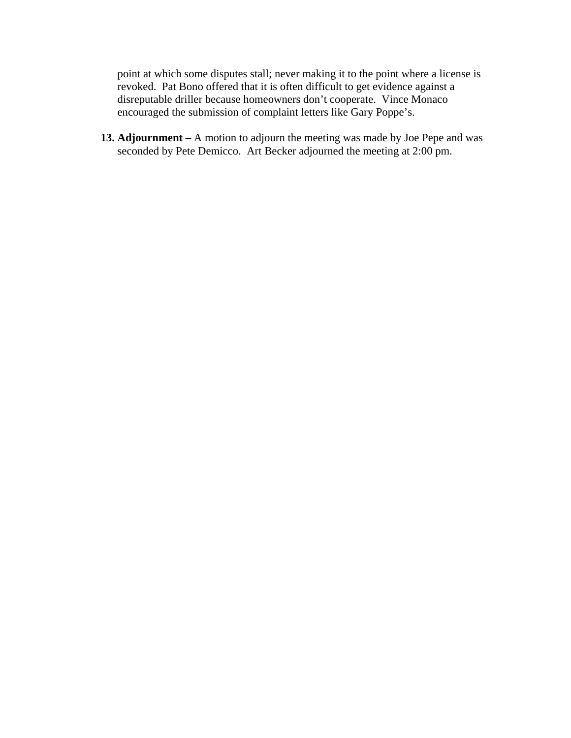point at which some disputes stall; never making it to the point where a license is revoked. Pat Bono offered that it is often difficult to get evidence against a disreputable driller because homeowners don't cooperate. Vince Monaco encouraged the submission of complaint letters like Gary Poppe's.

13. **Adjournment –** A motion to adjourn the meeting was made by Joe Pepe and was seconded by Pete Demicco. Art Becker adjourned the meeting at 2:00 pm.